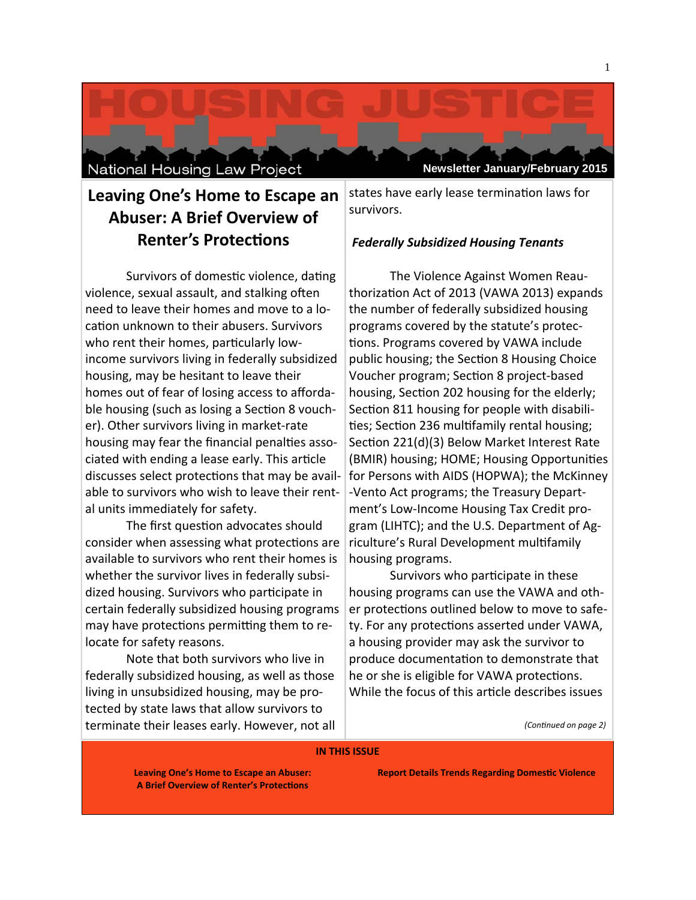# HOUSING JUSTICE

National Housing Law Project

Newsletter January/February 2015

## Leaving One's Home to Escape an Abuser: A Brief Overview of Renter's Protections

Survivors of domestic violence, dating violence, sexual assault, and stalking often need to leave their homes and move to a location unknown to their abusers. Survivors who rent their homes, particularly low-income survivors living in federally subsidized housing, may be hesitant to leave their homes out of fear of losing access to affordable housing (such as losing a Section 8 voucher). Other survivors living in market-rate housing may fear the financial penalties associated with ending a lease early. This article discusses select protections that may be available to survivors who wish to leave their rental units immediately for safety.

The first question advocates should consider when assessing what protections are available to survivors who rent their homes is whether the survivor lives in federally subsidized housing. Survivors who participate in certain federally subsidized housing programs may have protections permitting them to relocate for safety reasons.

Note that both survivors who live in federally subsidized housing, as well as those living in unsubsidized housing, may be protected by state laws that allow survivors to terminate their leases early. However, not all states have early lease termination laws for survivors.

### *Federally Subsidized Housing Tenants*

The Violence Against Women Reauthorization Act of 2013 (VAWA 2013) expands the number of federally subsidized housing programs covered by the statute's protections. Programs covered by VAWA include public housing; the Section 8 Housing Choice Voucher program; Section 8 project-based housing, Section 202 housing for the elderly; Section 811 housing for people with disabilities; Section 236 multifamily rental housing; Section 221(d)(3) Below Market Interest Rate (BMIR) housing; HOME; Housing Opportunities for Persons with AIDS (HOPWA); the McKinney-Vento Act programs; the Treasury Department's Low-Income Housing Tax Credit program (LIHTC); and the U.S. Department of Agriculture's Rural Development multifamily housing programs.

Survivors who participate in these housing programs can use the VAWA and other protections outlined below to move to safety. For any protections asserted under VAWA, a housing provider may ask the survivor to produce documentation to demonstrate that he or she is eligible for VAWA protections. While the focus of this article describes issues

*(Continued on page 2)*

**IN THIS ISSUE**

**Leaving One's Home to Escape an Abuser: A Brief Overview of Renter's Protections**

**Report Details Trends Regarding Domestic Violence**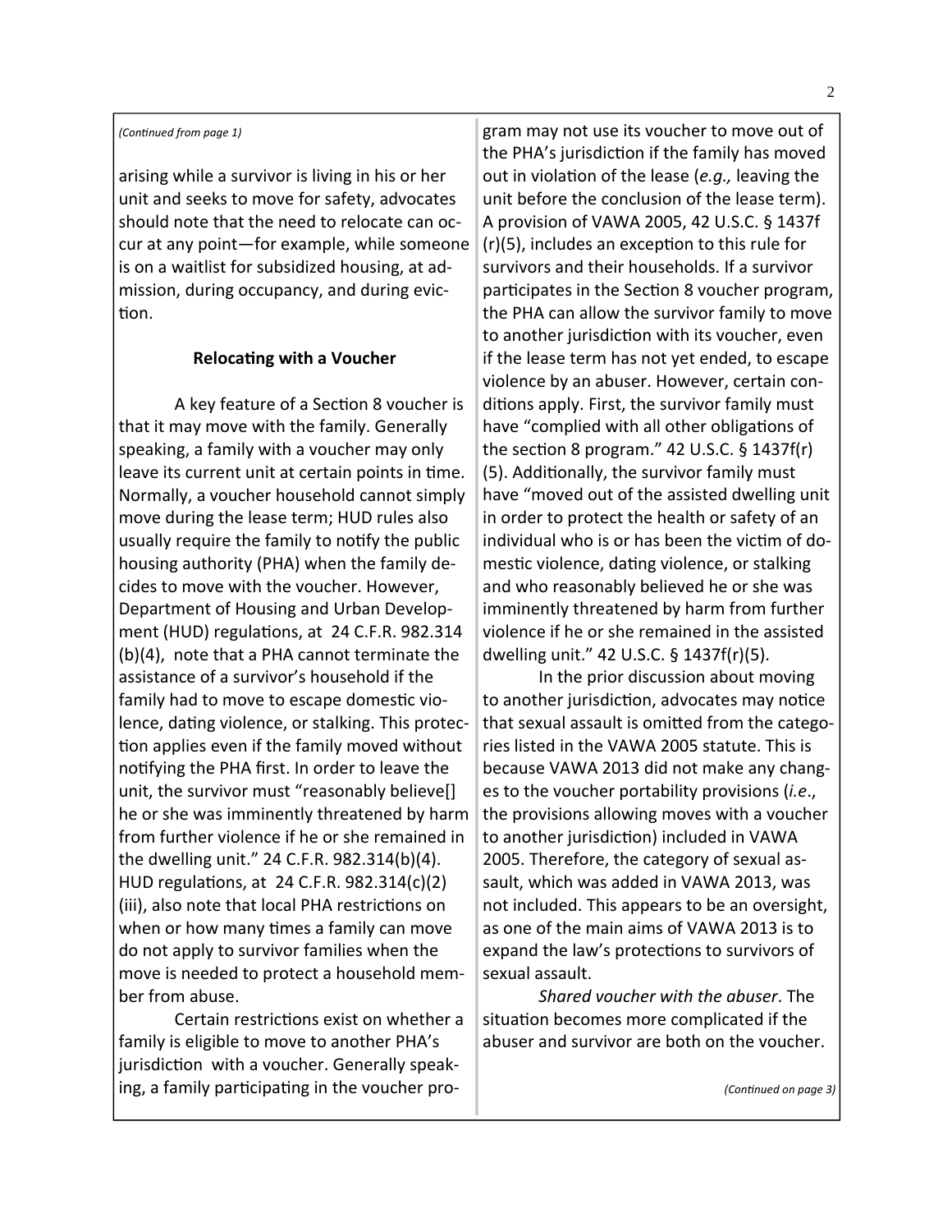*(Continued from page 1)*

arising while a survivor is living in his or her unit and seeks to move for safety, advocates should note that the need to relocate can occur at any point—for example, while someone is on a waitlist for subsidized housing, at admission, during occupancy, and during eviction.

### Relocating with a Voucher

A key feature of a Section 8 voucher is that it may move with the family. Generally speaking, a family with a voucher may only leave its current unit at certain points in time. Normally, a voucher household cannot simply move during the lease term; HUD rules also usually require the family to notify the public housing authority (PHA) when the family decides to move with the voucher. However, Department of Housing and Urban Development (HUD) regulations, at 24 C.F.R. 982.314 (b)(4), note that a PHA cannot terminate the assistance of a survivor's household if the family had to move to escape domestic violence, dating violence, or stalking. This protection applies even if the family moved without notifying the PHA first. In order to leave the unit, the survivor must "reasonably believe[] he or she was imminently threatened by harm from further violence if he or she remained in the dwelling unit." 24 C.F.R. 982.314(b)(4). HUD regulations, at 24 C.F.R. 982.314(c)(2)(iii), also note that local PHA restrictions on when or how many times a family can move do not apply to survivor families when the move is needed to protect a household member from abuse.

Certain restrictions exist on whether a family is eligible to move to another PHA's jurisdiction with a voucher. Generally speaking, a family participating in the voucher program may not use its voucher to move out of the PHA's jurisdiction if the family has moved out in violation of the lease (*e.g.,* leaving the unit before the conclusion of the lease term). A provision of VAWA 2005, 42 U.S.C. § 1437f (r)(5), includes an exception to this rule for survivors and their households. If a survivor participates in the Section 8 voucher program, the PHA can allow the survivor family to move to another jurisdiction with its voucher, even if the lease term has not yet ended, to escape violence by an abuser. However, certain conditions apply. First, the survivor family must have "complied with all other obligations of the section 8 program." 42 U.S.C. § 1437f(r)(5). Additionally, the survivor family must have "moved out of the assisted dwelling unit in order to protect the health or safety of an individual who is or has been the victim of domestic violence, dating violence, or stalking and who reasonably believed he or she was imminently threatened by harm from further violence if he or she remained in the assisted dwelling unit." 42 U.S.C. § 1437f(r)(5).

In the prior discussion about moving to another jurisdiction, advocates may notice that sexual assault is omitted from the categories listed in the VAWA 2005 statute. This is because VAWA 2013 did not make any changes to the voucher portability provisions (*i.e*., the provisions allowing moves with a voucher to another jurisdiction) included in VAWA 2005. Therefore, the category of sexual assault, which was added in VAWA 2013, was not included. This appears to be an oversight, as one of the main aims of VAWA 2013 is to expand the law's protections to survivors of sexual assault.

*Shared voucher with the abuser*. The situation becomes more complicated if the abuser and survivor are both on the voucher.

*(Continued on page 3)*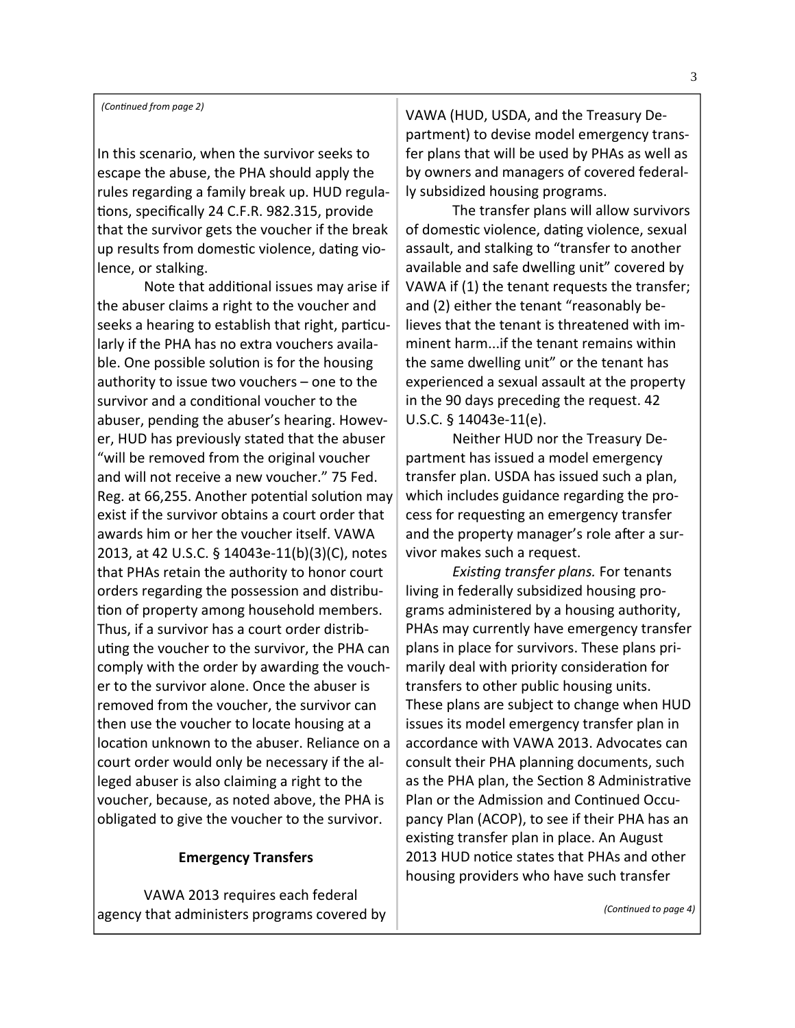*(Continued from page 2)*

In this scenario, when the survivor seeks to escape the abuse, the PHA should apply the rules regarding a family break up. HUD regulations, specifically 24 C.F.R. 982.315, provide that the survivor gets the voucher if the break up results from domestic violence, dating violence, or stalking.

Note that additional issues may arise if the abuser claims a right to the voucher and seeks a hearing to establish that right, particularly if the PHA has no extra vouchers available. One possible solution is for the housing authority to issue two vouchers – one to the survivor and a conditional voucher to the abuser, pending the abuser's hearing. However, HUD has previously stated that the abuser "will be removed from the original voucher and will not receive a new voucher." 75 Fed. Reg. at 66,255. Another potential solution may exist if the survivor obtains a court order that awards him or her the voucher itself. VAWA 2013, at 42 U.S.C. § 14043e-11(b)(3)(C), notes that PHAs retain the authority to honor court orders regarding the possession and distribution of property among household members. Thus, if a survivor has a court order distributing the voucher to the survivor, the PHA can comply with the order by awarding the voucher to the survivor alone. Once the abuser is removed from the voucher, the survivor can then use the voucher to locate housing at a location unknown to the abuser. Reliance on a court order would only be necessary if the alleged abuser is also claiming a right to the voucher, because, as noted above, the PHA is obligated to give the voucher to the survivor.

## Emergency Transfers

VAWA 2013 requires each federal agency that administers programs covered by VAWA (HUD, USDA, and the Treasury Department) to devise model emergency transfer plans that will be used by PHAs as well as by owners and managers of covered federally subsidized housing programs.

The transfer plans will allow survivors of domestic violence, dating violence, sexual assault, and stalking to "transfer to another available and safe dwelling unit" covered by VAWA if (1) the tenant requests the transfer; and (2) either the tenant "reasonably believes that the tenant is threatened with imminent harm...if the tenant remains within the same dwelling unit" or the tenant has experienced a sexual assault at the property in the 90 days preceding the request. 42 U.S.C. § 14043e-11(e).

Neither HUD nor the Treasury Department has issued a model emergency transfer plan. USDA has issued such a plan, which includes guidance regarding the process for requesting an emergency transfer and the property manager's role after a survivor makes such a request.

*Existing transfer plans.* For tenants living in federally subsidized housing programs administered by a housing authority, PHAs may currently have emergency transfer plans in place for survivors. These plans primarily deal with priority consideration for transfers to other public housing units. These plans are subject to change when HUD issues its model emergency transfer plan in accordance with VAWA 2013. Advocates can consult their PHA planning documents, such as the PHA plan, the Section 8 Administrative Plan or the Admission and Continued Occupancy Plan (ACOP), to see if their PHA has an existing transfer plan in place. An August 2013 HUD notice states that PHAs and other housing providers who have such transfer

*(Continued to page 4)*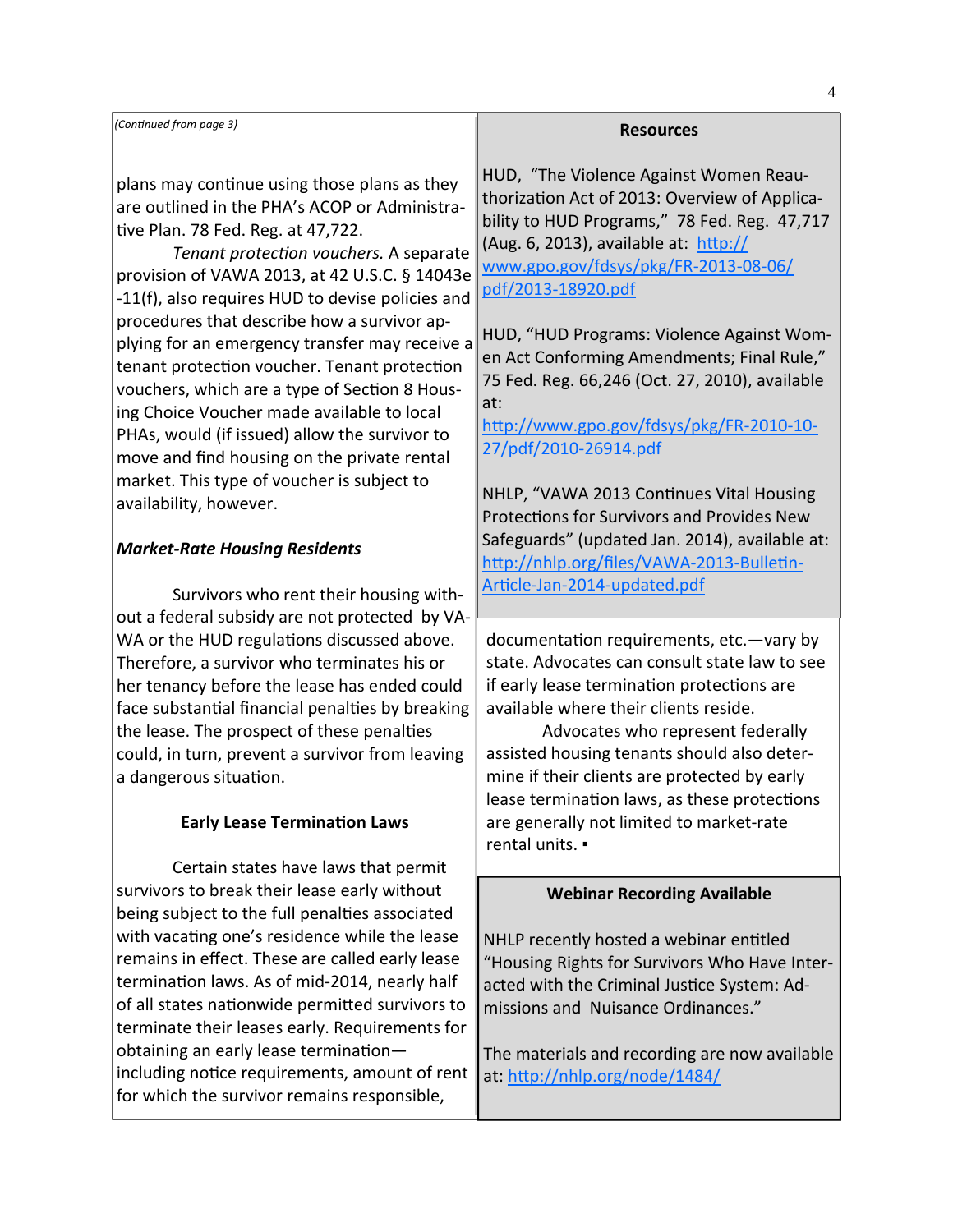*(Continued from page 3)*

plans may continue using those plans as they are outlined in the PHA's ACOP or Administrative Plan. 78 Fed. Reg. at 47,722.

*Tenant protection vouchers.* A separate provision of VAWA 2013, at 42 U.S.C. § 14043e-11(f), also requires HUD to devise policies and procedures that describe how a survivor applying for an emergency transfer may receive a tenant protection voucher. Tenant protection vouchers, which are a type of Section 8 Housing Choice Voucher made available to local PHAs, would (if issued) allow the survivor to move and find housing on the private rental market. This type of voucher is subject to availability, however.

### *Market-Rate Housing Residents*

Survivors who rent their housing without a federal subsidy are not protected by VAWA or the HUD regulations discussed above. Therefore, a survivor who terminates his or her tenancy before the lease has ended could face substantial financial penalties by breaking the lease. The prospect of these penalties could, in turn, prevent a survivor from leaving a dangerous situation.

### Early Lease Termination Laws

Certain states have laws that permit survivors to break their lease early without being subject to the full penalties associated with vacating one's residence while the lease remains in effect. These are called early lease termination laws. As of mid-2014, nearly half of all states nationwide permitted survivors to terminate their leases early. Requirements for obtaining an early lease termination—including notice requirements, amount of rent for which the survivor remains responsible, documentation requirements, etc.—vary by state. Advocates can consult state law to see if early lease termination protections are available where their clients reside.

Advocates who represent federally assisted housing tenants should also determine if their clients are protected by early lease termination laws, as these protections are generally not limited to market-rate rental units. ▪

### Resources

HUD, "The Violence Against Women Reauthorization Act of 2013: Overview of Applicability to HUD Programs," 78 Fed. Reg. 47,717 (Aug. 6, 2013), available at: http://www.gpo.gov/fdsys/pkg/FR-2013-08-06/pdf/2013-18920.pdf

HUD, "HUD Programs: Violence Against Women Act Conforming Amendments; Final Rule," 75 Fed. Reg. 66,246 (Oct. 27, 2010), available at: http://www.gpo.gov/fdsys/pkg/FR-2010-10-27/pdf/2010-26914.pdf

NHLP, "VAWA 2013 Continues Vital Housing Protections for Survivors and Provides New Safeguards" (updated Jan. 2014), available at: http://nhlp.org/files/VAWA-2013-Bulletin-Article-Jan-2014-updated.pdf

### Webinar Recording Available

NHLP recently hosted a webinar entitled "Housing Rights for Survivors Who Have Interacted with the Criminal Justice System: Admissions and Nuisance Ordinances."

The materials and recording are now available at: http://nhlp.org/node/1484/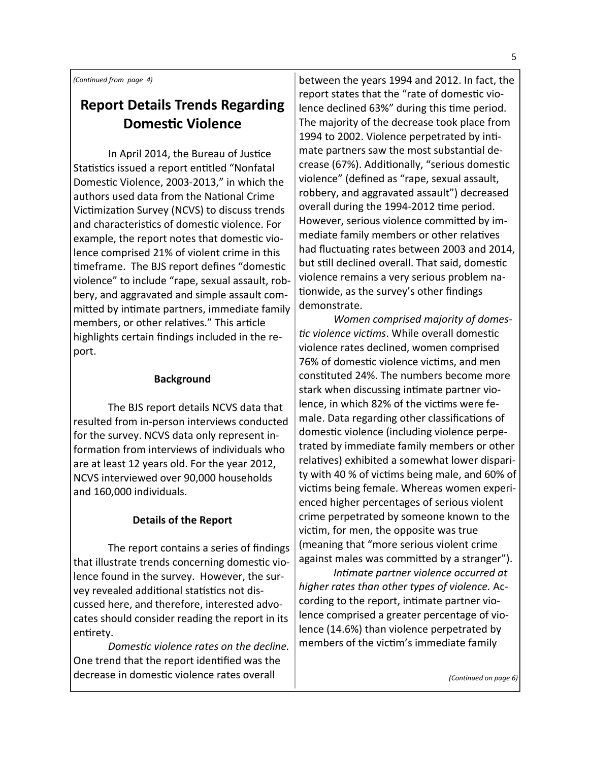*(Continued from page 4)*

## Report Details Trends Regarding Domestic Violence

In April 2014, the Bureau of Justice Statistics issued a report entitled "Nonfatal Domestic Violence, 2003-2013," in which the authors used data from the National Crime Victimization Survey (NCVS) to discuss trends and characteristics of domestic violence. For example, the report notes that domestic violence comprised 21% of violent crime in this timeframe. The BJS report defines "domestic violence" to include "rape, sexual assault, robbery, and aggravated and simple assault committed by intimate partners, immediate family members, or other relatives." This article highlights certain findings included in the report.

### Background

The BJS report details NCVS data that resulted from in-person interviews conducted for the survey. NCVS data only represent information from interviews of individuals who are at least 12 years old. For the year 2012, NCVS interviewed over 90,000 households and 160,000 individuals.

### Details of the Report

The report contains a series of findings that illustrate trends concerning domestic violence found in the survey. However, the survey revealed additional statistics not discussed here, and therefore, interested advocates should consider reading the report in its entirety.

*Domestic violence rates on the decline.* One trend that the report identified was the decrease in domestic violence rates overall between the years 1994 and 2012. In fact, the report states that the "rate of domestic violence declined 63%" during this time period. The majority of the decrease took place from 1994 to 2002. Violence perpetrated by intimate partners saw the most substantial decrease (67%). Additionally, "serious domestic violence" (defined as "rape, sexual assault, robbery, and aggravated assault") decreased overall during the 1994-2012 time period. However, serious violence committed by immediate family members or other relatives had fluctuating rates between 2003 and 2014, but still declined overall. That said, domestic violence remains a very serious problem nationwide, as the survey's other findings demonstrate.

*Women comprised majority of domestic violence victims*. While overall domestic violence rates declined, women comprised 76% of domestic violence victims, and men constituted 24%. The numbers become more stark when discussing intimate partner violence, in which 82% of the victims were female. Data regarding other classifications of domestic violence (including violence perpetrated by immediate family members or other relatives) exhibited a somewhat lower disparity with 40 % of victims being male, and 60% of victims being female. Whereas women experienced higher percentages of serious violent crime perpetrated by someone known to the victim, for men, the opposite was true (meaning that "more serious violent crime against males was committed by a stranger").

*Intimate partner violence occurred at higher rates than other types of violence.* According to the report, intimate partner violence comprised a greater percentage of violence (14.6%) than violence perpetrated by members of the victim's immediate family

*(Continued on page 6)*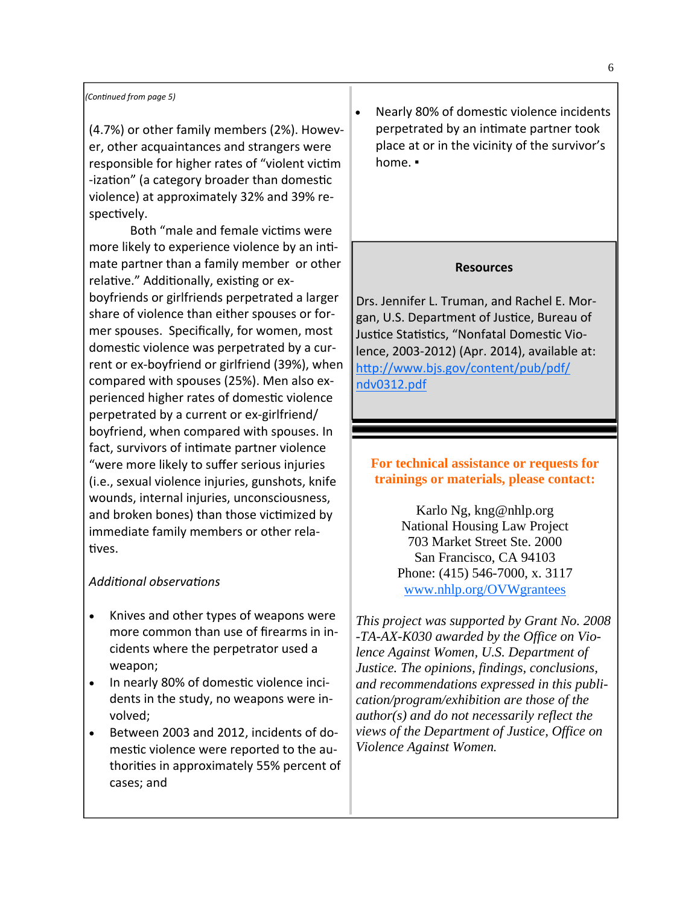*(Continued from page 5)*

(4.7%) or other family members (2%). However, other acquaintances and strangers were responsible for higher rates of "violent victimization" (a category broader than domestic violence) at approximately 32% and 39% respectively.

Both "male and female victims were more likely to experience violence by an intimate partner than a family member or other relative." Additionally, existing or ex-boyfriends or girlfriends perpetrated a larger share of violence than either spouses or former spouses. Specifically, for women, most domestic violence was perpetrated by a current or ex-boyfriend or girlfriend (39%), when compared with spouses (25%). Men also experienced higher rates of domestic violence perpetrated by a current or ex-girlfriend/boyfriend, when compared with spouses. In fact, survivors of intimate partner violence "were more likely to suffer serious injuries (i.e., sexual violence injuries, gunshots, knife wounds, internal injuries, unconsciousness, and broken bones) than those victimized by immediate family members or other relatives.

*Additional observations*

- Knives and other types of weapons were more common than use of firearms in incidents where the perpetrator used a weapon;
- In nearly 80% of domestic violence incidents in the study, no weapons were involved;
- Between 2003 and 2012, incidents of domestic violence were reported to the authorities in approximately 55% percent of cases; and
- Nearly 80% of domestic violence incidents perpetrated by an intimate partner took place at or in the vicinity of the survivor's home. ▪

**Resources**

Drs. Jennifer L. Truman, and Rachel E. Morgan, U.S. Department of Justice, Bureau of Justice Statistics, "Nonfatal Domestic Violence, 2003-2012) (Apr. 2014), available at: http://www.bjs.gov/content/pub/pdf/ndv0312.pdf

**For technical assistance or requests for trainings or materials, please contact:**

Karlo Ng, kng@nhlp.org
National Housing Law Project
703 Market Street Ste. 2000
San Francisco, CA 94103
Phone: (415) 546-7000, x. 3117
www.nhlp.org/OVWgrantees

*This project was supported by Grant No. 2008-TA-AX-K030 awarded by the Office on Violence Against Women, U.S. Department of Justice. The opinions, findings, conclusions, and recommendations expressed in this publication/program/exhibition are those of the author(s) and do not necessarily reflect the views of the Department of Justice, Office on Violence Against Women.*